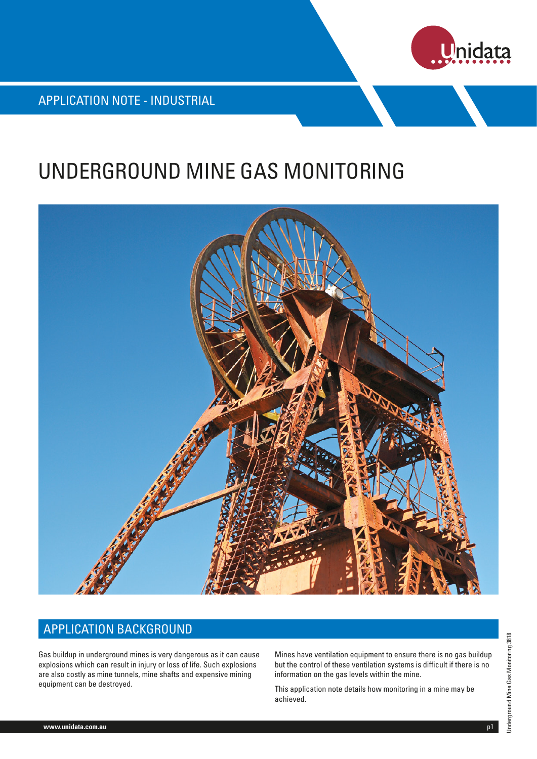APPLICATION NOTE - INDUSTRIAL

# UNDERGROUND MINE GAS MONITORING

## APPLICATION BACKGROUND

Gas buildup in underground mines is very dangerous as it can cause explosions which can result in injury or loss of life. Such explosions are also costly as mine tunnels, mine shafts and expensive mining equipment can be destroyed.

Mines have ventilation equipment to ensure there is no gas buildup but the control of these ventilation systems is difficult if there is no information on the gas levels within the mine.

This application note details how monitoring in a mine may be achieved.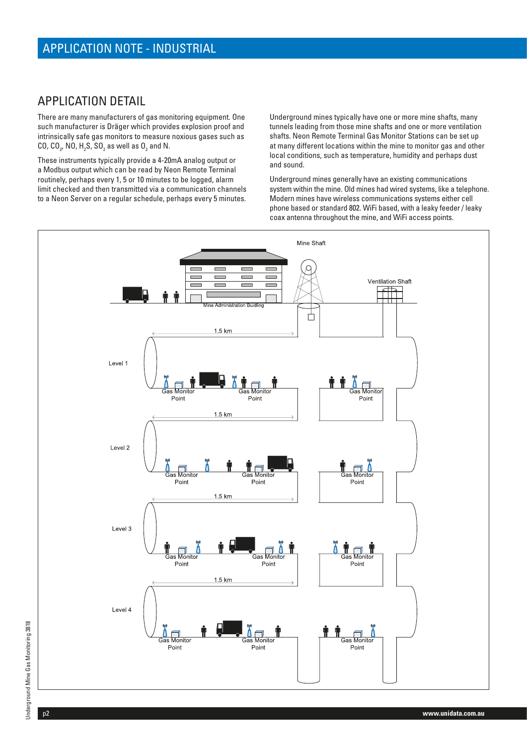## APPLICATION DETAIL

There are many manufacturers of gas monitoring equipment. One such manufacturer is Dräger which provides explosion proof and intrinsically safe gas monitors to measure noxious gases such as CO, $CO_2$, NO, $H_2S$, $SO_2$ as well as $O_2$ and N.

These instruments typically provide a 4-20mA analog output or a Modbus output which can be read by Neon Remote Terminal routinely, perhaps every 1, 5 or 10 minutes to be logged, alarm limit checked and then transmitted via a communication channels to a Neon Server on a regular schedule, perhaps every 5 minutes.

Underground mines typically have one or more mine shafts, many tunnels leading from those mine shafts and one or more ventilation shafts. Neon Remote Terminal Gas Monitor Stations can be set up at many different locations within the mine to monitor gas and other local conditions, such as temperature, humidity and perhaps dust and sound.

Underground mines generally have an existing communications system within the mine. Old mines had wired systems, like a telephone. Modern mines have wireless communications systems either cell phone based or standard 802. WiFi based, with a leaky feeder / leaky coax antenna throughout the mine, and WiFi access points.

Mine Shaft

Ventilation Shaft

Mine Administration Buidling

1.5 km

Level 1

Gas Monitor Point | Gas Monitor Point | Gas Monitor Point

1.5 km

Level 2

Gas Monitor Point | Gas Monitor Point | Gas Monitor Point

1.5 km

Level 3

Gas Monitor Point | Gas Monitor Point | Gas Monitor Point

1.5 km

Level 4

Gas Monitor Point | Gas Monitor Point | Gas Monitor Point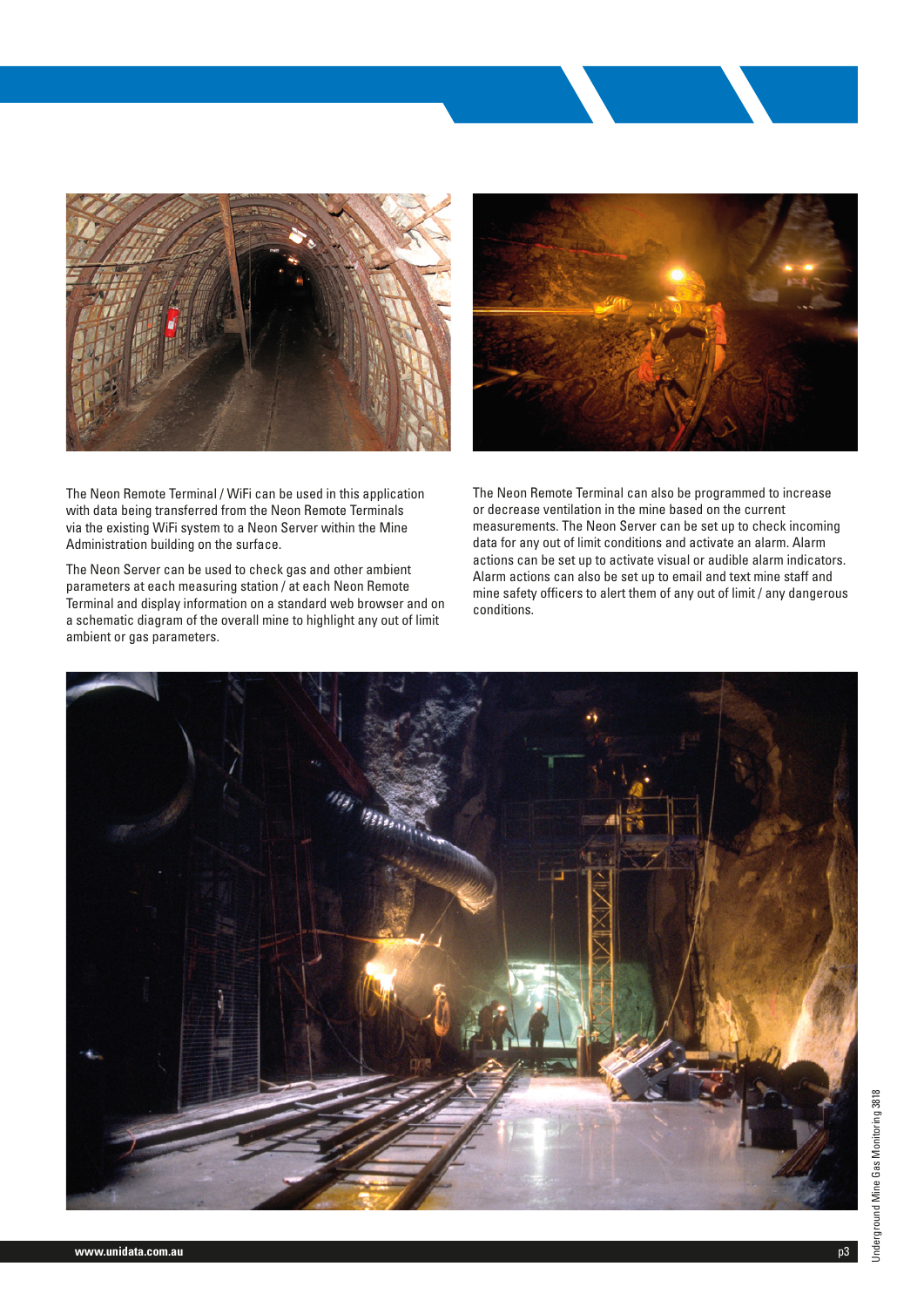The Neon Remote Terminal / WiFi can be used in this application with data being transferred from the Neon Remote Terminals via the existing WiFi system to a Neon Server within the Mine Administration building on the surface.

The Neon Server can be used to check gas and other ambient parameters at each measuring station / at each Neon Remote Terminal and display information on a standard web browser and on a schematic diagram of the overall mine to highlight any out of limit ambient or gas parameters.

The Neon Remote Terminal can also be programmed to increase or decrease ventilation in the mine based on the current measurements. The Neon Server can be set up to check incoming data for any out of limit conditions and activate an alarm. Alarm actions can be set up to activate visual or audible alarm indicators. Alarm actions can also be set up to email and text mine staff and mine safety officers to alert them of any out of limit / any dangerous conditions.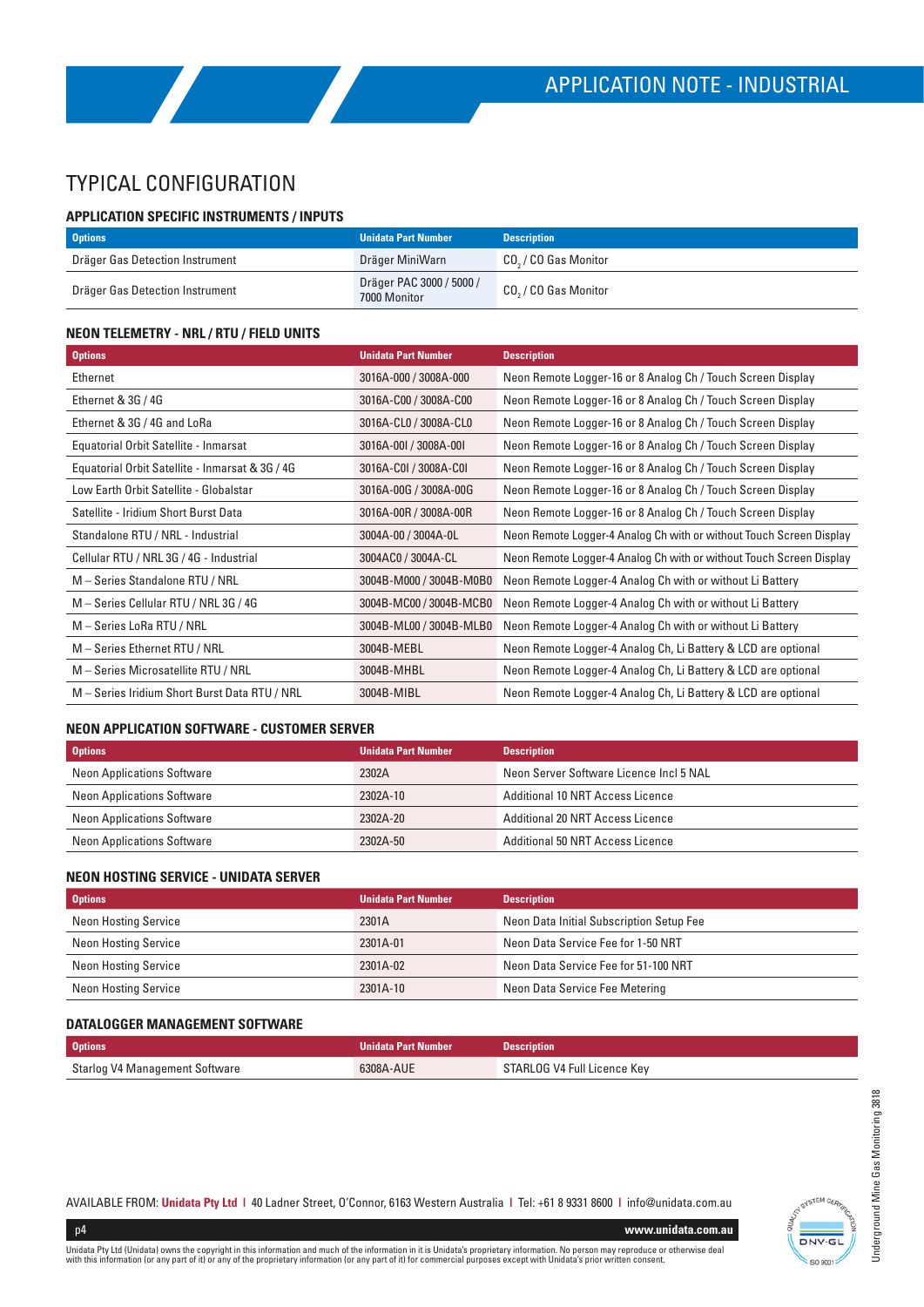# TYPICAL CONFIGURATION

### APPLICATION SPECIFIC INSTRUMENTS / INPUTS

| Options | Unidata Part Number | Description |
|---|---|---|
| Dräger Gas Detection Instrument | Dräger MiniWarn | $CO_2$ / CO Gas Monitor |
| Dräger Gas Detection Instrument | Dräger PAC 3000 / 5000 / 7000 Monitor | $CO_2$ / CO Gas Monitor |

### NEON TELEMETRY - NRL / RTU / FIELD UNITS

| Options | Unidata Part Number | Description |
|---|---|---|
| Ethernet | 3016A-000 / 3008A-000 | Neon Remote Logger-16 or 8 Analog Ch / Touch Screen Display |
| Ethernet & 3G / 4G | 3016A-C00 / 3008A-C00 | Neon Remote Logger-16 or 8 Analog Ch / Touch Screen Display |
| Ethernet & 3G / 4G and LoRa | 3016A-CL0 / 3008A-CL0 | Neon Remote Logger-16 or 8 Analog Ch / Touch Screen Display |
| Equatorial Orbit Satellite - Inmarsat | 3016A-00I / 3008A-00I | Neon Remote Logger-16 or 8 Analog Ch / Touch Screen Display |
| Equatorial Orbit Satellite - Inmarsat & 3G / 4G | 3016A-C0I / 3008A-C0I | Neon Remote Logger-16 or 8 Analog Ch / Touch Screen Display |
| Low Earth Orbit Satellite - Globalstar | 3016A-00G / 3008A-00G | Neon Remote Logger-16 or 8 Analog Ch / Touch Screen Display |
| Satellite - Iridium Short Burst Data | 3016A-00R / 3008A-00R | Neon Remote Logger-16 or 8 Analog Ch / Touch Screen Display |
| Standalone RTU / NRL - Industrial | 3004A-00 / 3004A-0L | Neon Remote Logger-4 Analog Ch with or without Touch Screen Display |
| Cellular RTU / NRL 3G / 4G - Industrial | 3004AC0 / 3004A-CL | Neon Remote Logger-4 Analog Ch with or without Touch Screen Display |
| M – Series Standalone RTU / NRL | 3004B-M000 / 3004B-M0B0 | Neon Remote Logger-4 Analog Ch with or without Li Battery |
| M – Series Cellular RTU / NRL 3G / 4G | 3004B-MC00 / 3004B-MCB0 | Neon Remote Logger-4 Analog Ch with or without Li Battery |
| M – Series LoRa RTU / NRL | 3004B-ML00 / 3004B-MLB0 | Neon Remote Logger-4 Analog Ch with or without Li Battery |
| M – Series Ethernet RTU / NRL | 3004B-MEBL | Neon Remote Logger-4 Analog Ch, Li Battery & LCD are optional |
| M – Series Microsatellite RTU / NRL | 3004B-MHBL | Neon Remote Logger-4 Analog Ch, Li Battery & LCD are optional |
| M – Series Iridium Short Burst Data RTU / NRL | 3004B-MIBL | Neon Remote Logger-4 Analog Ch, Li Battery & LCD are optional |

### NEON APPLICATION SOFTWARE - CUSTOMER SERVER

| Options | Unidata Part Number | Description |
|---|---|---|
| Neon Applications Software | 2302A | Neon Server Software Licence Incl 5 NAL |
| Neon Applications Software | 2302A-10 | Additional 10 NRT Access Licence |
| Neon Applications Software | 2302A-20 | Additional 20 NRT Access Licence |
| Neon Applications Software | 2302A-50 | Additional 50 NRT Access Licence |

### NEON HOSTING SERVICE - UNIDATA SERVER

| Options | Unidata Part Number | Description |
|---|---|---|
| Neon Hosting Service | 2301A | Neon Data Initial Subscription Setup Fee |
| Neon Hosting Service | 2301A-01 | Neon Data Service Fee for 1-50 NRT |
| Neon Hosting Service | 2301A-02 | Neon Data Service Fee for 51-100 NRT |
| Neon Hosting Service | 2301A-10 | Neon Data Service Fee Metering |

### DATALOGGER MANAGEMENT SOFTWARE

| Options | Unidata Part Number | Description |
|---|---|---|
| Starlog V4 Management Software | 6308A-AUE | STARLOG V4 Full Licence Key |

AVAILABLE FROM: **Unidata Pty Ltd** | 40 Ladner Street, O'Connor, 6163 Western Australia | Tel: +61 8 9331 8600 | info@unidata.com.au

**www.unidata.com.au**

Unidata Pty Ltd (Unidata) owns the copyright in this information and much of the information in it is Unidata's proprietary information. No person may reproduce or otherwise deal with this information (or any part of it) or any of the proprietary information (or any part of it) for commercial purposes except with Unidata's prior written consent.

Underground Mine Gas Monitoring 3818